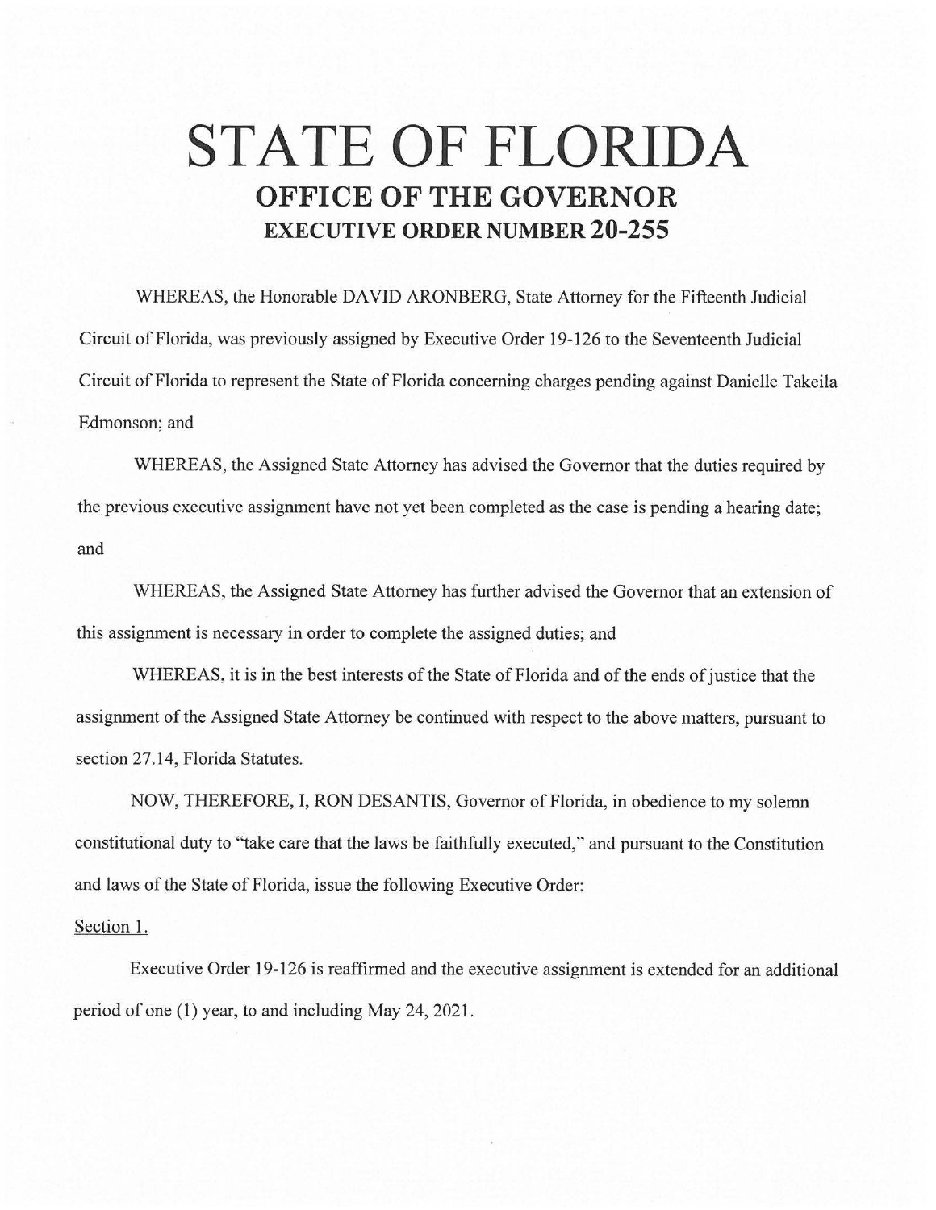# STATE OF FLORIDA

## OFFICE OF THE GOVERNOR

### EXECUTIVE ORDER NUMBER 20-255

WHEREAS, the Honorable DAVID ARONBERG, State Attorney for the Fifteenth Judicial Circuit of Florida, was previously assigned by Executive Order 19-126 to the Seventeenth Judicial Circuit of Florida to represent the State of Florida concerning charges pending against Danielle Takeila Edmonson; and

WHEREAS, the Assigned State Attorney has advised the Governor that the duties required by the previous executive assignment have not yet been completed as the case is pending a hearing date; and

WHEREAS, the Assigned State Attorney has further advised the Governor that an extension of this assignment is necessary in order to complete the assigned duties; and

WHEREAS, it is in the best interests of the State of Florida and of the ends of justice that the assignment of the Assigned State Attorney be continued with respect to the above matters, pursuant to section 27.14, Florida Statutes.

NOW, THEREFORE, I, RON DESANTIS, Governor of Florida, in obedience to my solemn constitutional duty to "take care that the laws be faithfully executed," and pursuant to the Constitution and laws of the State of Florida, issue the following Executive Order:

Section 1.

Executive Order 19-126 is reaffirmed and the executive assignment is extended for an additional period of one (1) year, to and including May 24, 2021.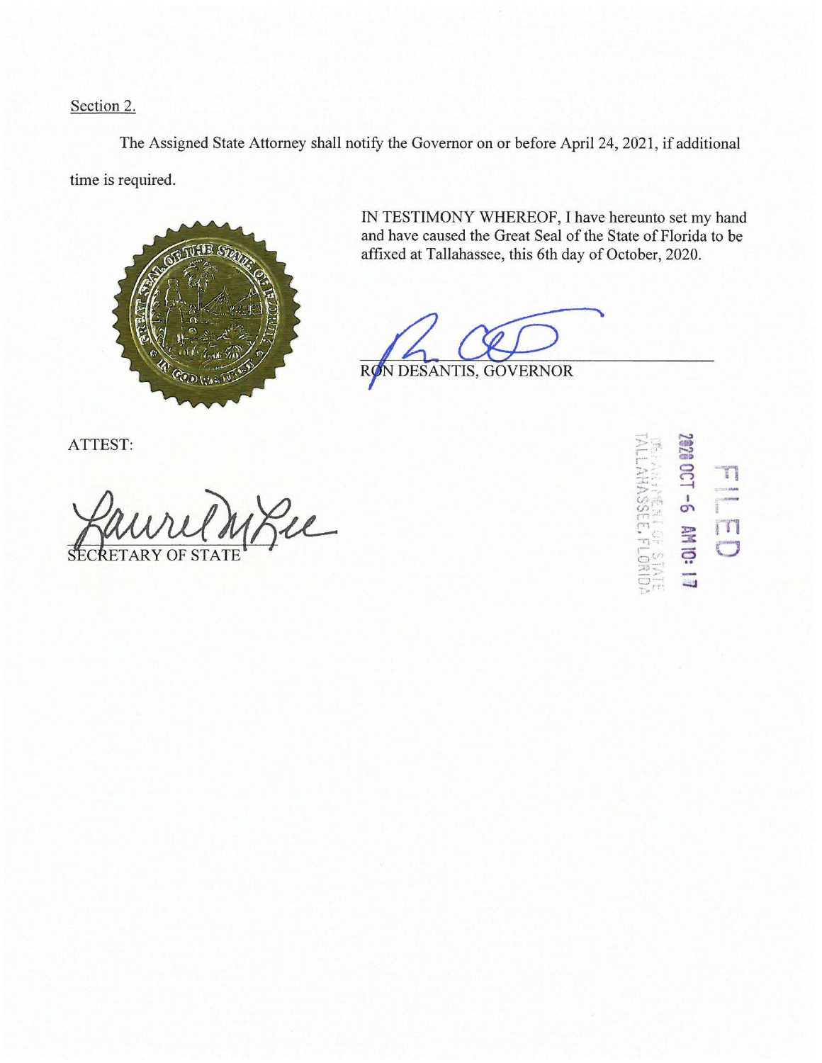Section 2.

The Assigned State Attorney shall notify the Governor on or before April 24, 2021, if additional time is required.

IN TESTIMONY WHEREOF, I have hereunto set my hand and have caused the Great Seal of the State of Florida to be affixed at Tallahassee, this 6th day of October, 2020.

RON DESANTIS, GOVERNOR

ATTEST:

SECRETARY OF STATE

FILED

2020 OCT -6 AM 10: 17

DEPARTMENT OF STATE
TALLAHASSEE, FLORIDA